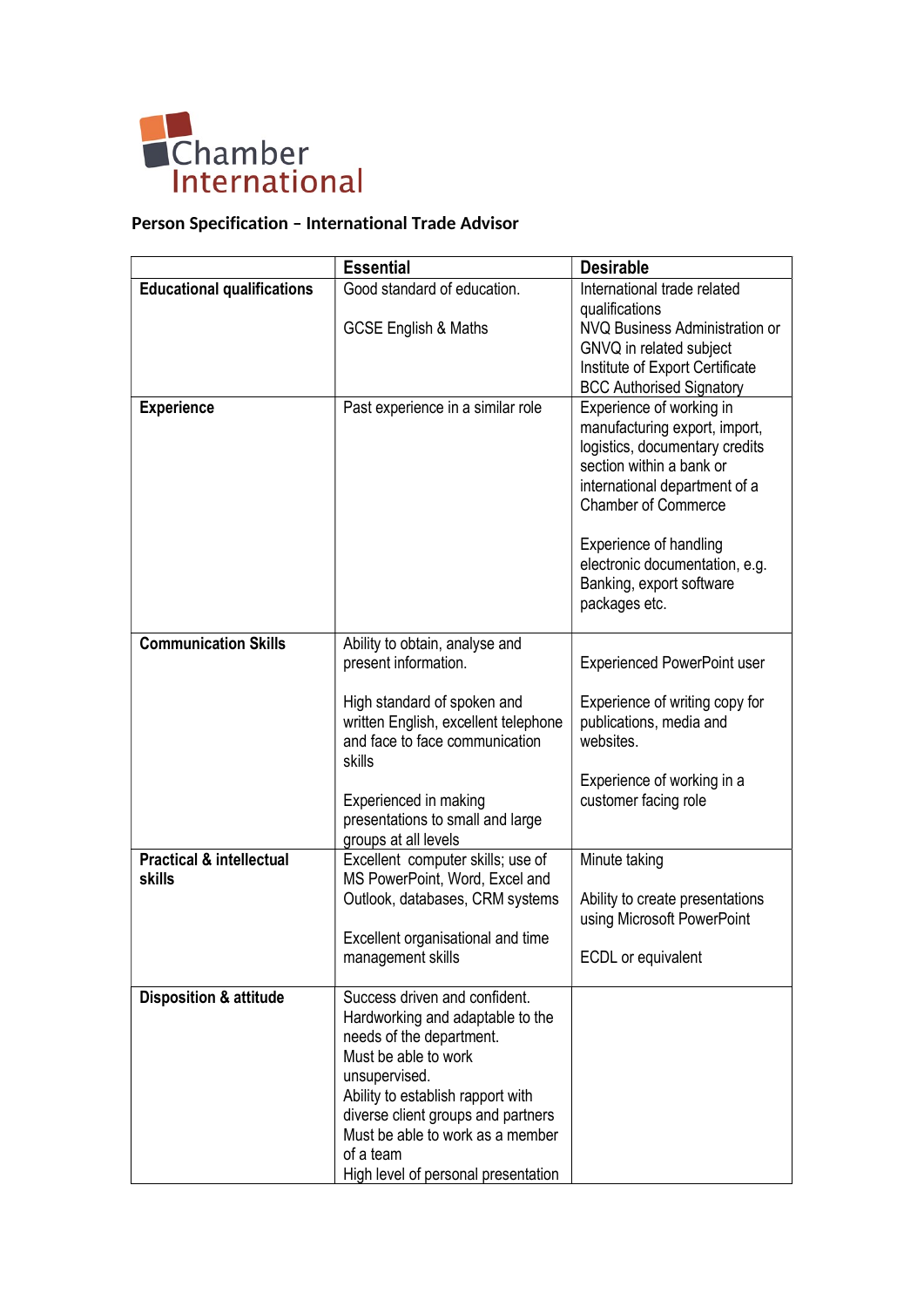Chamber International

**Person Specification – International Trade Advisor**

| | Essential | Desirable |
|---|---|---|
| **Educational qualifications** | Good standard of education.<br><br>GCSE English & Maths | International trade related qualifications<br>NVQ Business Administration or GNVQ in related subject<br>Institute of Export Certificate<br>BCC Authorised Signatory |
| **Experience** | Past experience in a similar role | Experience of working in manufacturing export, import, logistics, documentary credits section within a bank or international department of a Chamber of Commerce<br><br>Experience of handling electronic documentation, e.g. Banking, export software packages etc. |
| **Communication Skills** | Ability to obtain, analyse and present information.<br><br>High standard of spoken and written English, excellent telephone and face to face communication skills<br><br>Experienced in making presentations to small and large groups at all levels | Experienced PowerPoint user<br><br>Experience of writing copy for publications, media and websites.<br><br>Experience of working in a customer facing role |
| **Practical & intellectual skills** | Excellent computer skills; use of MS PowerPoint, Word, Excel and Outlook, databases, CRM systems<br><br>Excellent organisational and time management skills | Minute taking<br><br>Ability to create presentations using Microsoft PowerPoint<br><br>ECDL or equivalent |
| **Disposition & attitude** | Success driven and confident.<br>Hardworking and adaptable to the needs of the department.<br>Must be able to work unsupervised.<br>Ability to establish rapport with diverse client groups and partners<br>Must be able to work as a member of a team<br>High level of personal presentation | |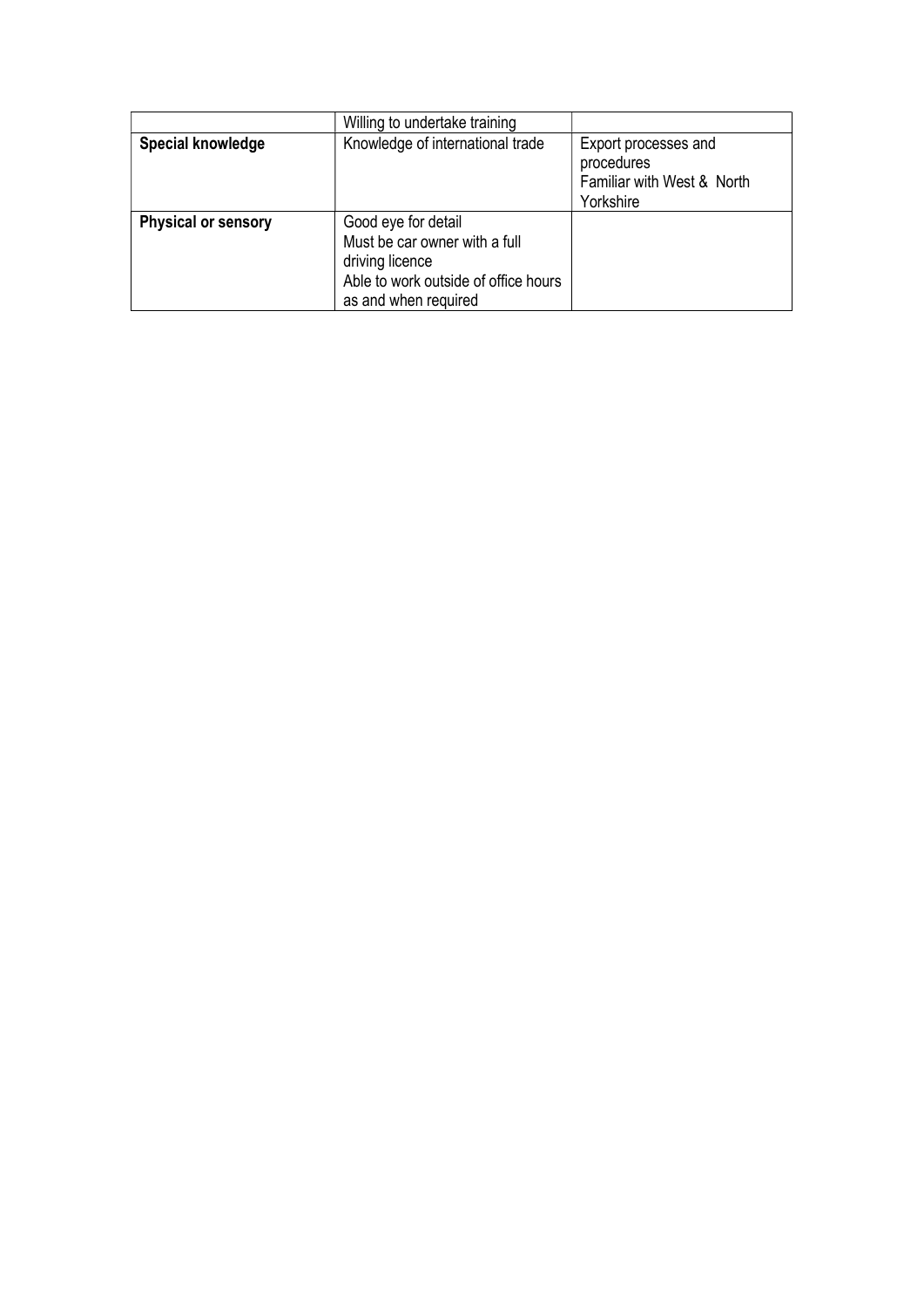| | | |
|---|---|---|
| | Willing to undertake training | |
| **Special knowledge** | Knowledge of international trade | Export processes and procedures<br>Familiar with West & North Yorkshire |
| **Physical or sensory** | Good eye for detail<br>Must be car owner with a full driving licence<br>Able to work outside of office hours as and when required | |